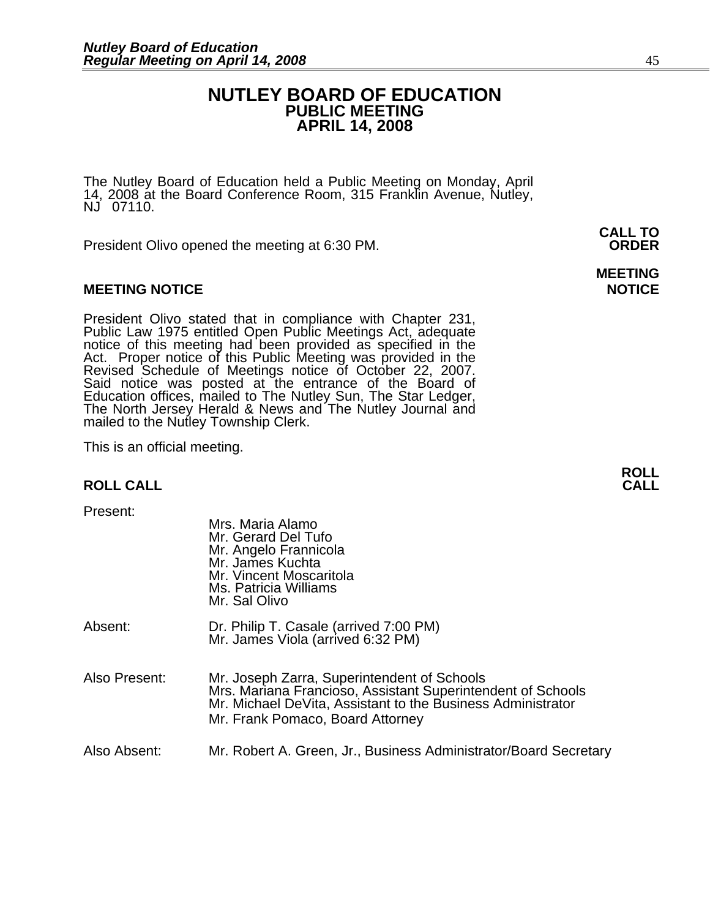# NUTLEY BOARD OF EDUCATION
## PUBLIC MEETING
## APRIL 14, 2008

The Nutley Board of Education held a Public Meeting on Monday, April 14, 2008 at the Board Conference Room, 315 Franklin Avenue, Nutley, NJ 07110.

**CALL TO ORDER**

President Olivo opened the meeting at 6:30 PM.

**MEETING NOTICE**

President Olivo stated that in compliance with Chapter 231, Public Law 1975 entitled Open Public Meetings Act, adequate notice of this meeting had been provided as specified in the Act. Proper notice of this Public Meeting was provided in the Revised Schedule of Meetings notice of October 22, 2007. Said notice was posted at the entrance of the Board of Education offices, mailed to The Nutley Sun, The Star Ledger, The North Jersey Herald & News and The Nutley Journal and mailed to the Nutley Township Clerk.

This is an official meeting.

**ROLL CALL**

Present:

- Mrs. Maria Alamo
- Mr. Gerard Del Tufo
- Mr. Angelo Frannicola
- Mr. James Kuchta
- Mr. Vincent Moscaritola
- Ms. Patricia Williams
- Mr. Sal Olivo

Absent:

- Dr. Philip T. Casale (arrived 7:00 PM)
- Mr. James Viola (arrived 6:32 PM)

Also Present:

- Mr. Joseph Zarra, Superintendent of Schools
- Mrs. Mariana Francioso, Assistant Superintendent of Schools
- Mr. Michael DeVita, Assistant to the Business Administrator
- Mr. Frank Pomaco, Board Attorney

Also Absent:

- Mr. Robert A. Green, Jr., Business Administrator/Board Secretary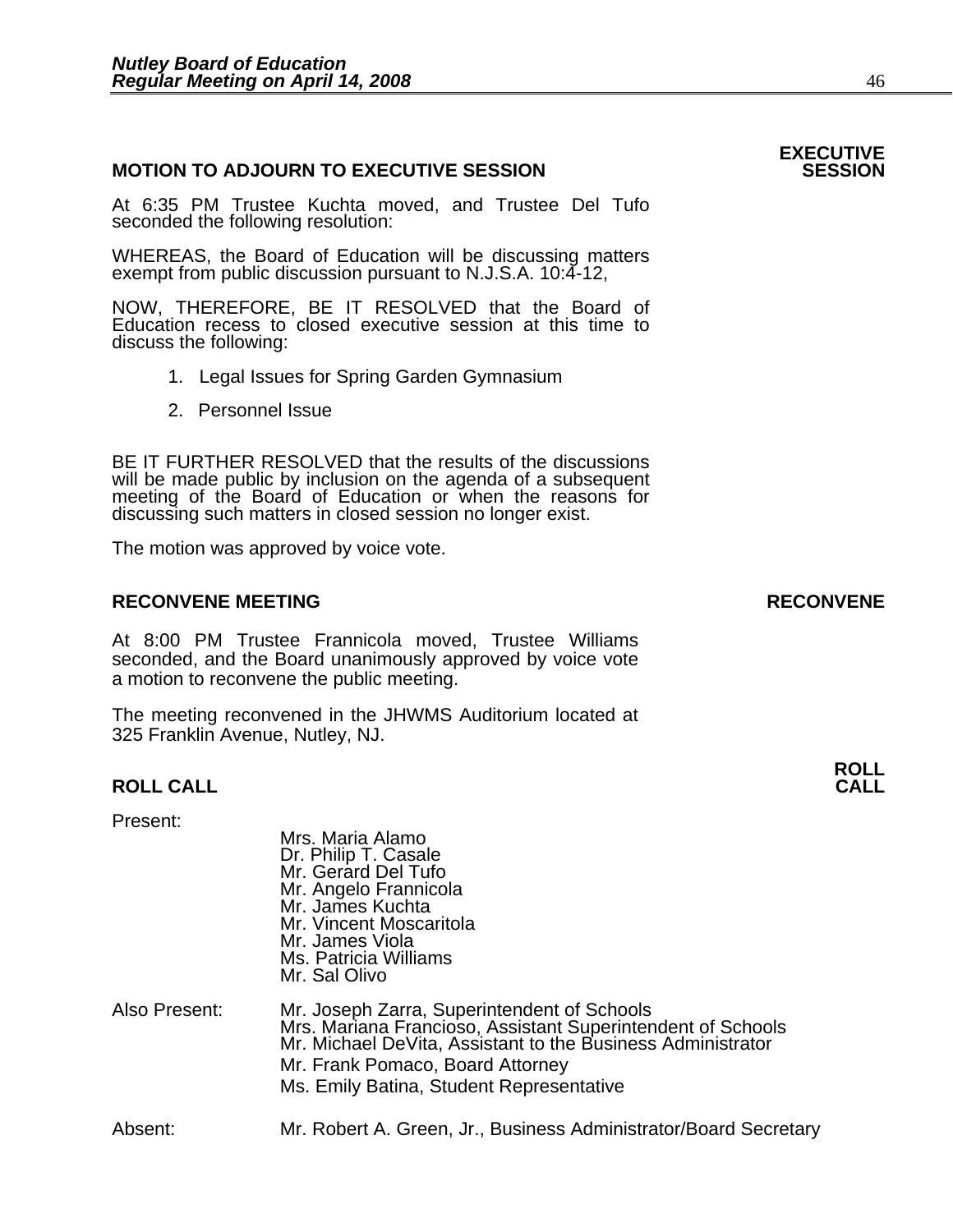## MOTION TO ADJOURN TO EXECUTIVE SESSION

**EXECUTIVE SESSION**

At 6:35 PM Trustee Kuchta moved, and Trustee Del Tufo seconded the following resolution:

WHEREAS, the Board of Education will be discussing matters exempt from public discussion pursuant to N.J.S.A. 10:4-12,

NOW, THEREFORE, BE IT RESOLVED that the Board of Education recess to closed executive session at this time to discuss the following:

1. Legal Issues for Spring Garden Gymnasium
2. Personnel Issue

BE IT FURTHER RESOLVED that the results of the discussions will be made public by inclusion on the agenda of a subsequent meeting of the Board of Education or when the reasons for discussing such matters in closed session no longer exist.

The motion was approved by voice vote.

## RECONVENE MEETING

**RECONVENE**

At 8:00 PM Trustee Frannicola moved, Trustee Williams seconded, and the Board unanimously approved by voice vote a motion to reconvene the public meeting.

The meeting reconvened in the JHWMS Auditorium located at 325 Franklin Avenue, Nutley, NJ.

## ROLL CALL

**ROLL CALL**

Present:

- Mrs. Maria Alamo
- Dr. Philip T. Casale
- Mr. Gerard Del Tufo
- Mr. Angelo Frannicola
- Mr. James Kuchta
- Mr. Vincent Moscaritola
- Mr. James Viola
- Ms. Patricia Williams
- Mr. Sal Olivo

Also Present:

- Mr. Joseph Zarra, Superintendent of Schools
- Mrs. Mariana Francioso, Assistant Superintendent of Schools
- Mr. Michael DeVita, Assistant to the Business Administrator
- Mr. Frank Pomaco, Board Attorney
- Ms. Emily Batina, Student Representative

Absent:

- Mr. Robert A. Green, Jr., Business Administrator/Board Secretary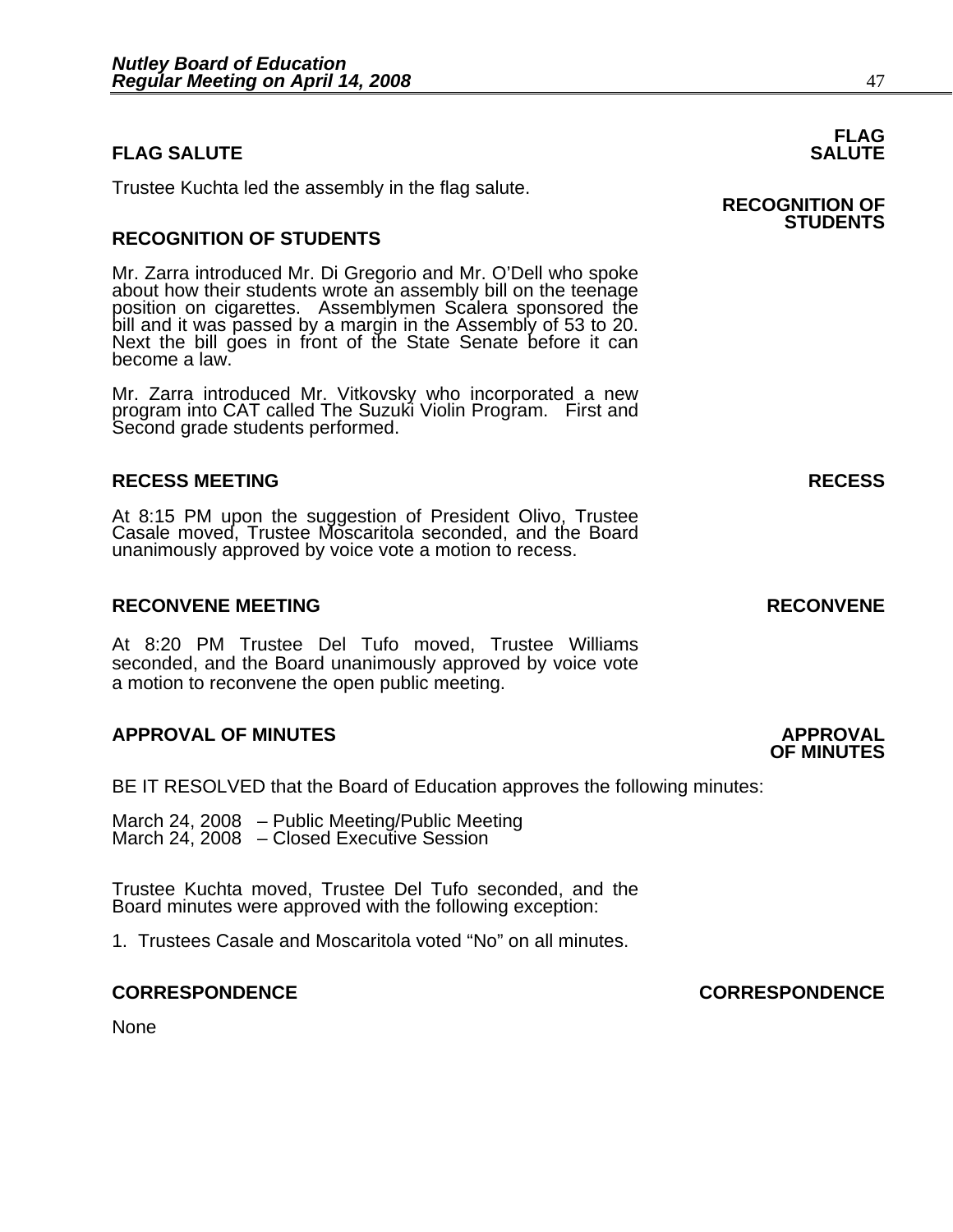## FLAG SALUTE

Trustee Kuchta led the assembly in the flag salute.

## RECOGNITION OF STUDENTS

Mr. Zarra introduced Mr. Di Gregorio and Mr. O'Dell who spoke about how their students wrote an assembly bill on the teenage position on cigarettes. Assemblymen Scalera sponsored the bill and it was passed by a margin in the Assembly of 53 to 20. Next the bill goes in front of the State Senate before it can become a law.

Mr. Zarra introduced Mr. Vitkovsky who incorporated a new program into CAT called The Suzuki Violin Program. First and Second grade students performed.

## RECESS MEETING

At 8:15 PM upon the suggestion of President Olivo, Trustee Casale moved, Trustee Moscaritola seconded, and the Board unanimously approved by voice vote a motion to recess.

## RECONVENE MEETING

At 8:20 PM Trustee Del Tufo moved, Trustee Williams seconded, and the Board unanimously approved by voice vote a motion to reconvene the open public meeting.

## APPROVAL OF MINUTES

BE IT RESOLVED that the Board of Education approves the following minutes:

March 24, 2008 – Public Meeting/Public Meeting
March 24, 2008 – Closed Executive Session

Trustee Kuchta moved, Trustee Del Tufo seconded, and the Board minutes were approved with the following exception:

1. Trustees Casale and Moscaritola voted "No" on all minutes.

## CORRESPONDENCE

None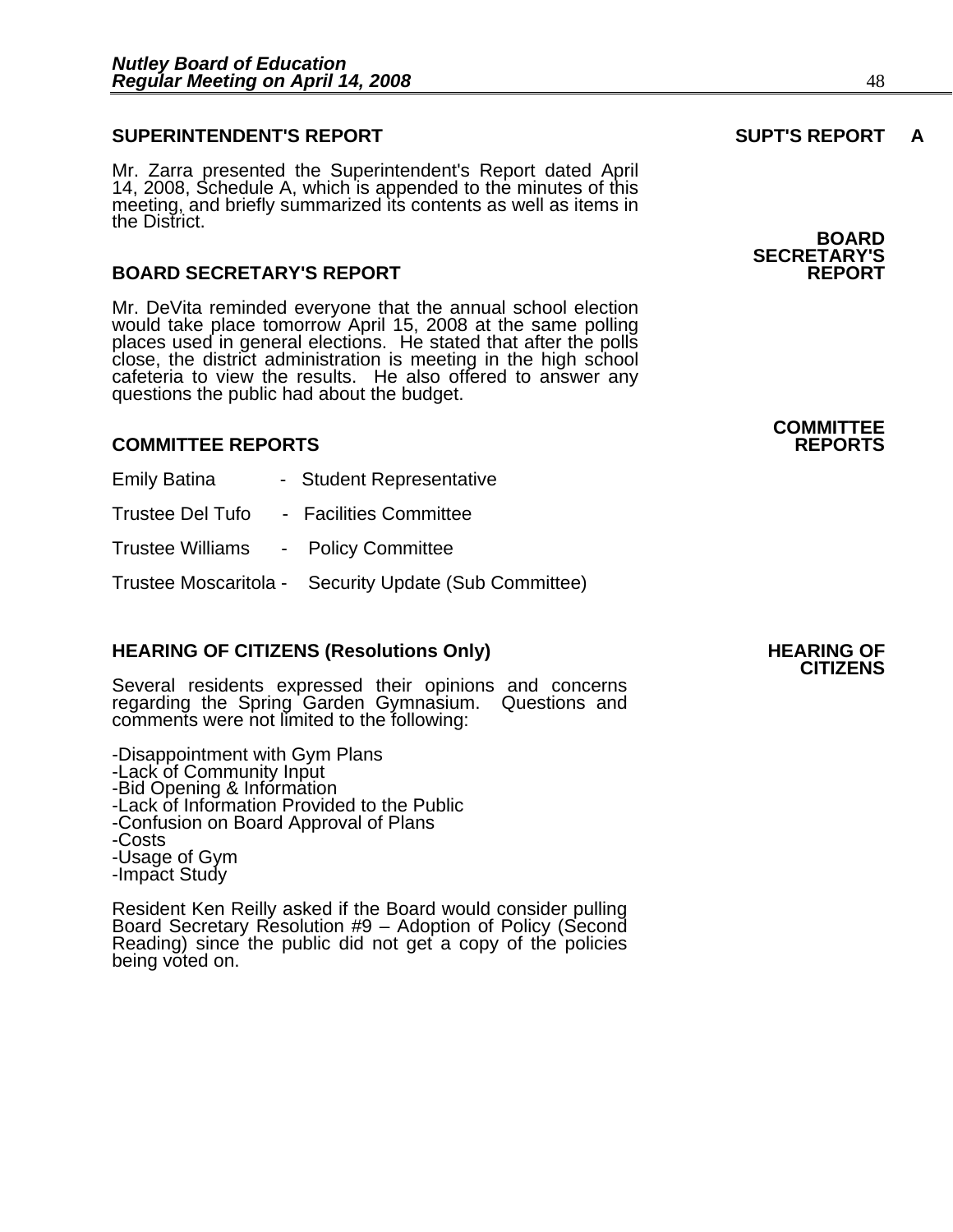## SUPERINTENDENT'S REPORT

**SUPT'S REPORT A**

Mr. Zarra presented the Superintendent's Report dated April 14, 2008, Schedule A, which is appended to the minutes of this meeting, and briefly summarized its contents as well as items in the District.

## BOARD SECRETARY'S REPORT

**BOARD SECRETARY'S REPORT**

Mr. DeVita reminded everyone that the annual school election would take place tomorrow April 15, 2008 at the same polling places used in general elections. He stated that after the polls close, the district administration is meeting in the high school cafeteria to view the results. He also offered to answer any questions the public had about the budget.

## COMMITTEE REPORTS

**COMMITTEE REPORTS**

Emily Batina - Student Representative

Trustee Del Tufo - Facilities Committee

Trustee Williams - Policy Committee

Trustee Moscaritola - Security Update (Sub Committee)

## HEARING OF CITIZENS (Resolutions Only)

**HEARING OF CITIZENS**

Several residents expressed their opinions and concerns regarding the Spring Garden Gymnasium. Questions and comments were not limited to the following:

-Disappointment with Gym Plans
-Lack of Community Input
-Bid Opening & Information
-Lack of Information Provided to the Public
-Confusion on Board Approval of Plans
-Costs
-Usage of Gym
-Impact Study

Resident Ken Reilly asked if the Board would consider pulling Board Secretary Resolution #9 – Adoption of Policy (Second Reading) since the public did not get a copy of the policies being voted on.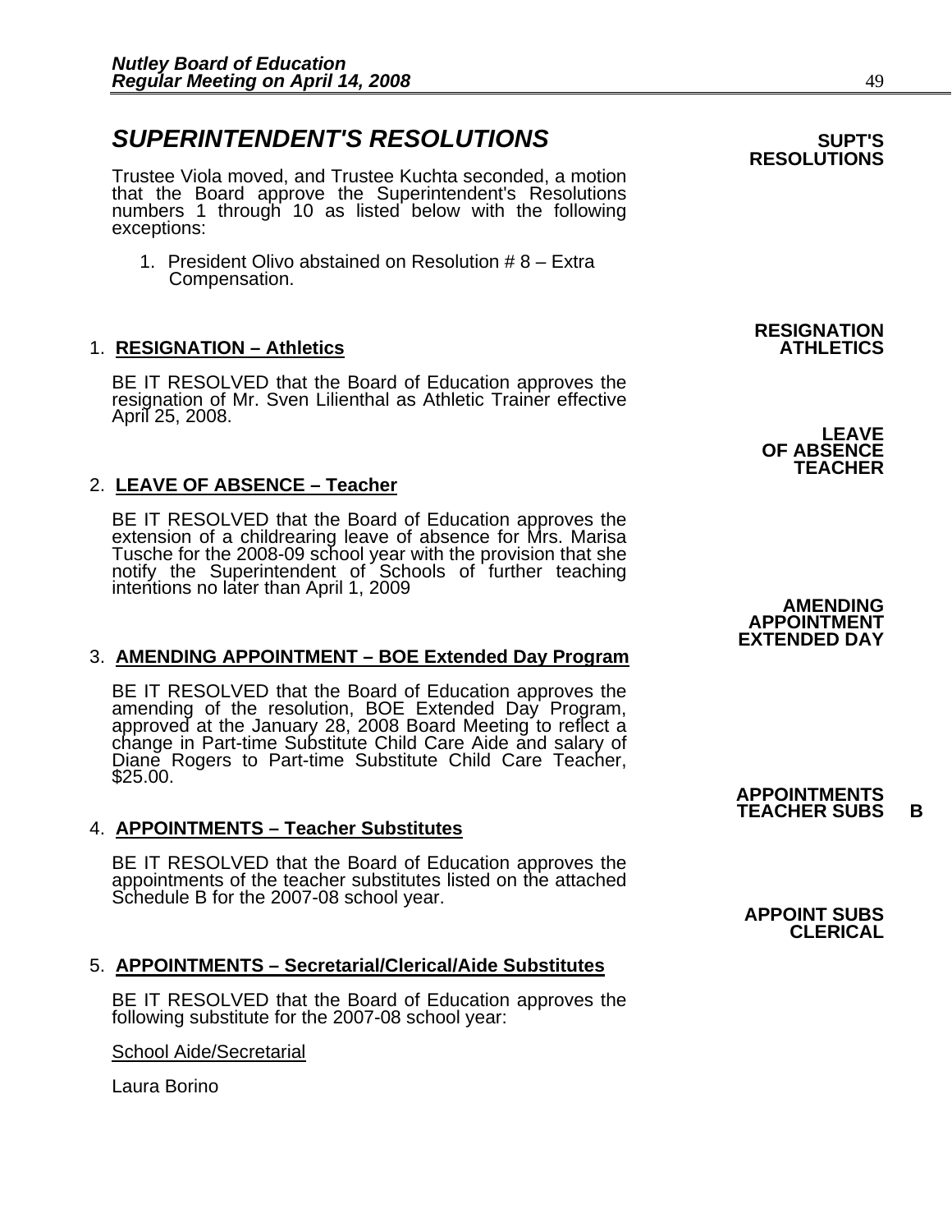## *SUPERINTENDENT'S RESOLUTIONS*

**SUPT'S RESOLUTIONS**

Trustee Viola moved, and Trustee Kuchta seconded, a motion that the Board approve the Superintendent's Resolutions numbers 1 through 10 as listed below with the following exceptions:

1. President Olivo abstained on Resolution # 8 – Extra Compensation.

**RESIGNATION ATHLETICS**

1. **RESIGNATION – Athletics**

   BE IT RESOLVED that the Board of Education approves the resignation of Mr. Sven Lilienthal as Athletic Trainer effective April 25, 2008.

**LEAVE OF ABSENCE TEACHER**

2. **LEAVE OF ABSENCE – Teacher**

   BE IT RESOLVED that the Board of Education approves the extension of a childrearing leave of absence for Mrs. Marisa Tusche for the 2008-09 school year with the provision that she notify the Superintendent of Schools of further teaching intentions no later than April 1, 2009

**AMENDING APPOINTMENT EXTENDED DAY**

3. **AMENDING APPOINTMENT – BOE Extended Day Program**

   BE IT RESOLVED that the Board of Education approves the amending of the resolution, BOE Extended Day Program, approved at the January 28, 2008 Board Meeting to reflect a change in Part-time Substitute Child Care Aide and salary of Diane Rogers to Part-time Substitute Child Care Teacher, $25.00.

**APPOINTMENTS TEACHER SUBS B**

4. **APPOINTMENTS – Teacher Substitutes**

   BE IT RESOLVED that the Board of Education approves the appointments of the teacher substitutes listed on the attached Schedule B for the 2007-08 school year.

**APPOINT SUBS CLERICAL**

5. **APPOINTMENTS – Secretarial/Clerical/Aide Substitutes**

   BE IT RESOLVED that the Board of Education approves the following substitute for the 2007-08 school year:

   School Aide/Secretarial

   Laura Borino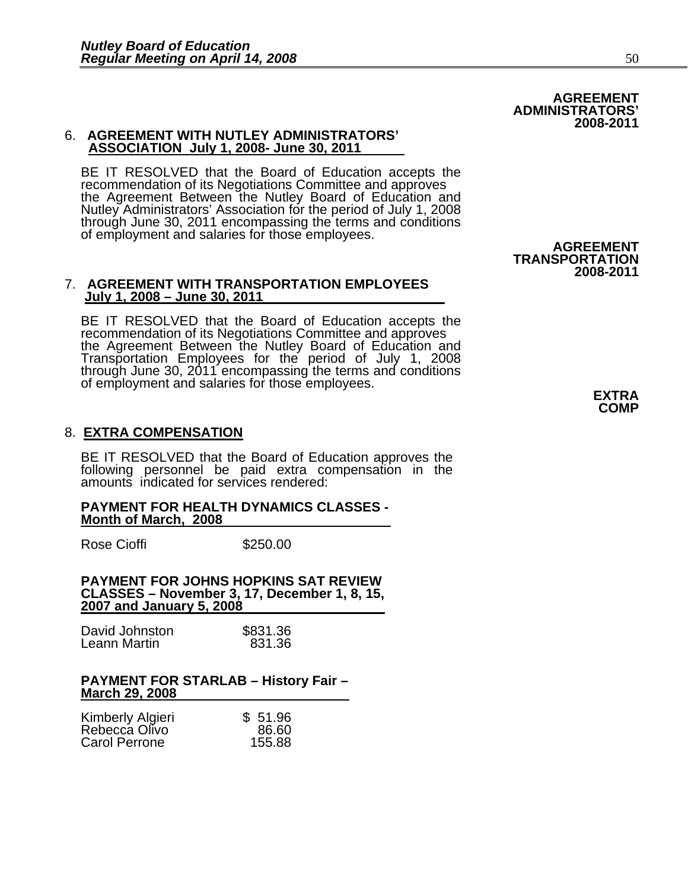**AGREEMENT ADMINISTRATORS' 2008-2011**

6. **AGREEMENT WITH NUTLEY ADMINISTRATORS' ASSOCIATION July 1, 2008- June 30, 2011**

BE IT RESOLVED that the Board of Education accepts the recommendation of its Negotiations Committee and approves the Agreement Between the Nutley Board of Education and Nutley Administrators' Association for the period of July 1, 2008 through June 30, 2011 encompassing the terms and conditions of employment and salaries for those employees.

**AGREEMENT TRANSPORTATION 2008-2011**

7. **AGREEMENT WITH TRANSPORTATION EMPLOYEES July 1, 2008 – June 30, 2011**

BE IT RESOLVED that the Board of Education accepts the recommendation of its Negotiations Committee and approves the Agreement Between the Nutley Board of Education and Transportation Employees for the period of July 1, 2008 through June 30, 2011 encompassing the terms and conditions of employment and salaries for those employees.

**EXTRA COMP**

8. **EXTRA COMPENSATION**

BE IT RESOLVED that the Board of Education approves the following personnel be paid extra compensation in the amounts indicated for services rendered:

**PAYMENT FOR HEALTH DYNAMICS CLASSES - Month of March, 2008**

| | |
|---|---|
| Rose Cioffi | $250.00 |

**PAYMENT FOR JOHNS HOPKINS SAT REVIEW CLASSES – November 3, 17, December 1, 8, 15, 2007 and January 5, 2008**

| | |
|---|---|
| David Johnston | $831.36 |
| Leann Martin | 831.36 |

**PAYMENT FOR STARLAB – History Fair – March 29, 2008**

| | |
|---|---|
| Kimberly Algieri | $ 51.96 |
| Rebecca Olivo | 86.60 |
| Carol Perrone | 155.88 |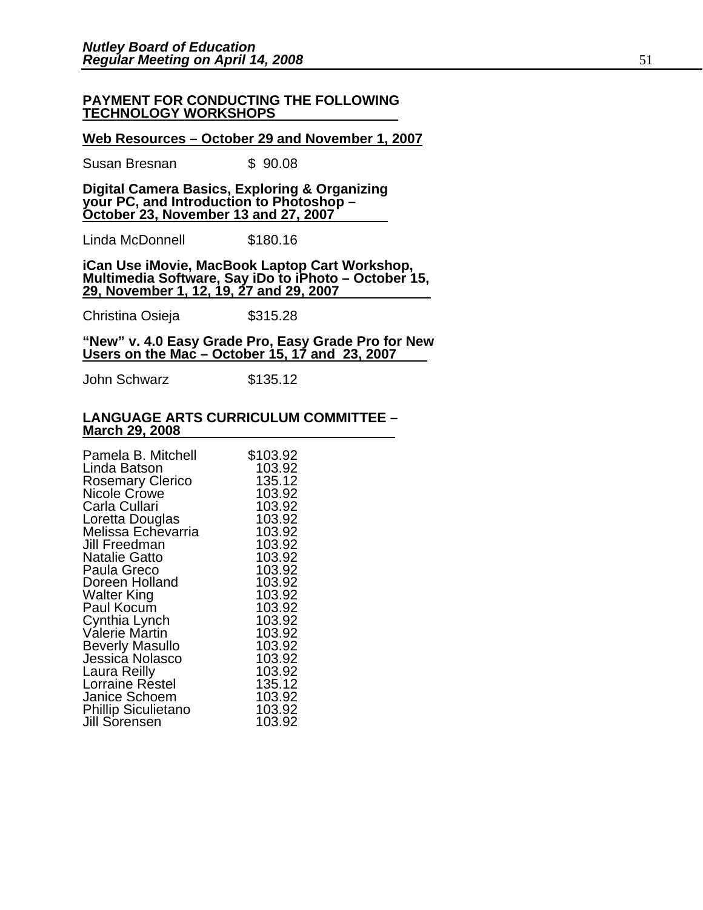**PAYMENT FOR CONDUCTING THE FOLLOWING TECHNOLOGY WORKSHOPS**

**Web Resources – October 29 and November 1, 2007**

| | |
|---|---|
| Susan Bresnan | $ 90.08 |

**Digital Camera Basics, Exploring & Organizing your PC, and Introduction to Photoshop – October 23, November 13 and 27, 2007**

| | |
|---|---|
| Linda McDonnell | $180.16 |

**iCan Use iMovie, MacBook Laptop Cart Workshop, Multimedia Software, Say iDo to iPhoto – October 15, 29, November 1, 12, 19, 27 and 29, 2007**

| | |
|---|---|
| Christina Osieja | $315.28 |

**"New" v. 4.0 Easy Grade Pro, Easy Grade Pro for New Users on the Mac – October 15, 17 and 23, 2007**

| | |
|---|---|
| John Schwarz | $135.12 |

**LANGUAGE ARTS CURRICULUM COMMITTEE – March 29, 2008**

| | |
|---|---|
| Pamela B. Mitchell | $103.92 |
| Linda Batson | 103.92 |
| Rosemary Clerico | 135.12 |
| Nicole Crowe | 103.92 |
| Carla Cullari | 103.92 |
| Loretta Douglas | 103.92 |
| Melissa Echevarria | 103.92 |
| Jill Freedman | 103.92 |
| Natalie Gatto | 103.92 |
| Paula Greco | 103.92 |
| Doreen Holland | 103.92 |
| Walter King | 103.92 |
| Paul Kocum | 103.92 |
| Cynthia Lynch | 103.92 |
| Valerie Martin | 103.92 |
| Beverly Masullo | 103.92 |
| Jessica Nolasco | 103.92 |
| Laura Reilly | 103.92 |
| Lorraine Restel | 135.12 |
| Janice Schoem | 103.92 |
| Phillip Siculietano | 103.92 |
| Jill Sorensen | 103.92 |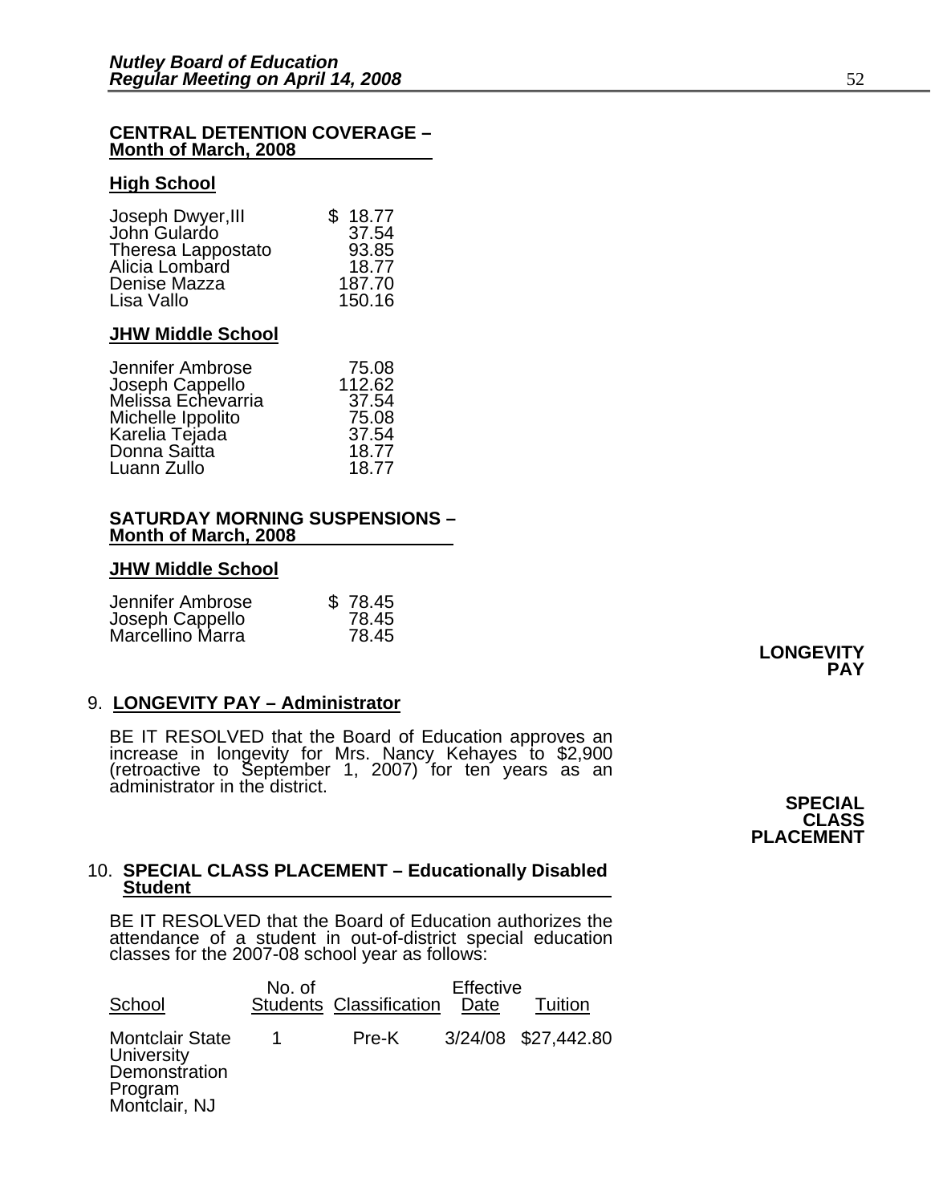**CENTRAL DETENTION COVERAGE – Month of March, 2008**

**High School**

| | |
|---|---|
| Joseph Dwyer,III | $ 18.77 |
| John Gulardo | 37.54 |
| Theresa Lappostato | 93.85 |
| Alicia Lombard | 18.77 |
| Denise Mazza | 187.70 |
| Lisa Vallo | 150.16 |

**JHW Middle School**

| | |
|---|---|
| Jennifer Ambrose | 75.08 |
| Joseph Cappello | 112.62 |
| Melissa Echevarria | 37.54 |
| Michelle Ippolito | 75.08 |
| Karelia Tejada | 37.54 |
| Donna Saitta | 18.77 |
| Luann Zullo | 18.77 |

**SATURDAY MORNING SUSPENSIONS – Month of March, 2008**

**JHW Middle School**

| | |
|---|---|
| Jennifer Ambrose | $ 78.45 |
| Joseph Cappello | 78.45 |
| Marcellino Marra | 78.45 |

**LONGEVITY PAY**

9. **LONGEVITY PAY – Administrator**

BE IT RESOLVED that the Board of Education approves an increase in longevity for Mrs. Nancy Kehayes to $2,900 (retroactive to September 1, 2007) for ten years as an administrator in the district.

**SPECIAL CLASS PLACEMENT**

10. **SPECIAL CLASS PLACEMENT – Educationally Disabled Student**

BE IT RESOLVED that the Board of Education authorizes the attendance of a student in out-of-district special education classes for the 2007-08 school year as follows:

| School | No. of Students | Classification | Effective Date | Tuition |
|---|---|---|---|---|
| Montclair State University Demonstration Program Montclair, NJ | 1 | Pre-K | 3/24/08 | $27,442.80 |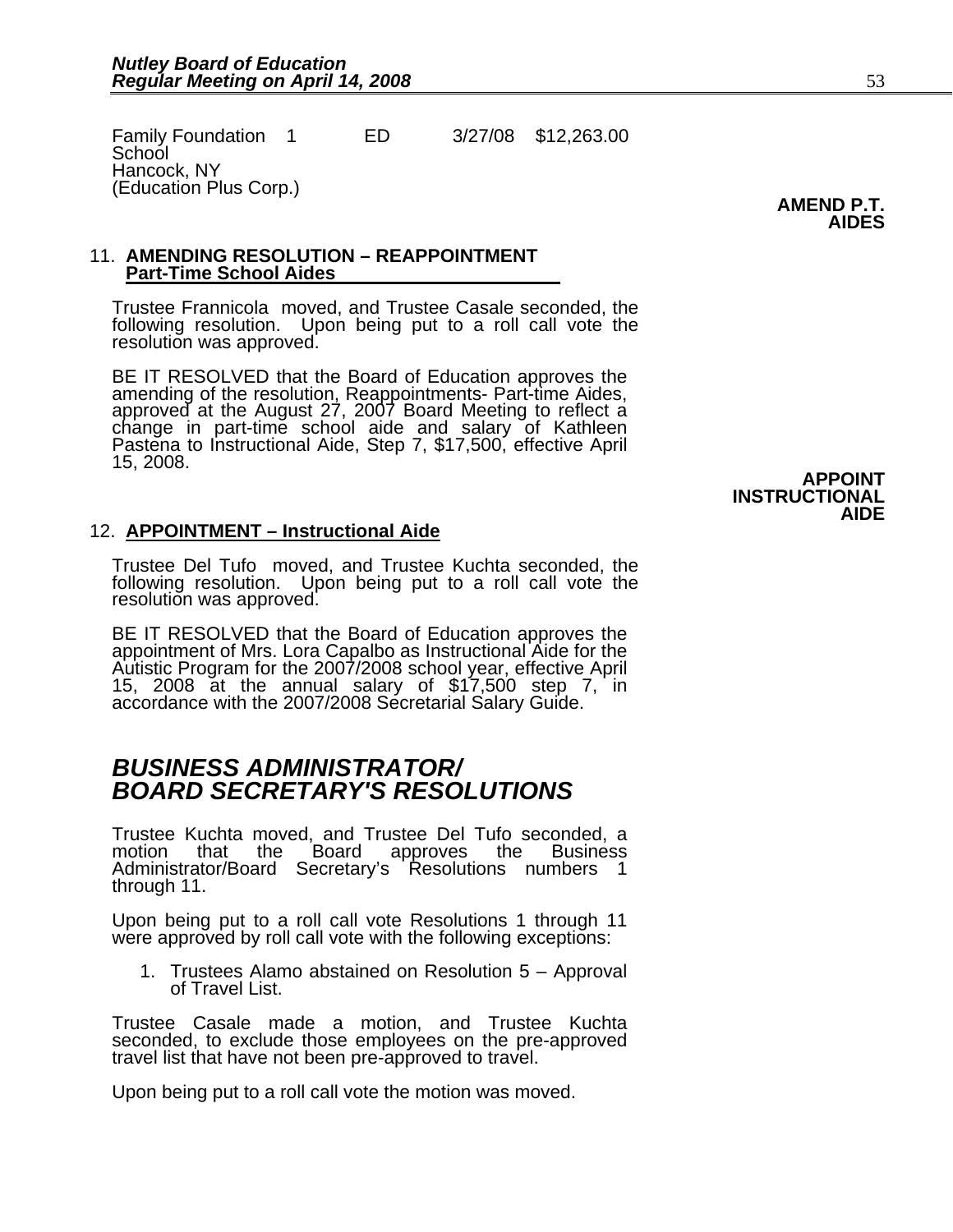| Family Foundation School Hancock, NY (Education Plus Corp.) | 1 | ED | 3/27/08 | $12,263.00 |
|---|---|---|---|---|

**AMEND P.T. AIDES**

11. **AMENDING RESOLUTION – REAPPOINTMENT Part-Time School Aides**

Trustee Frannicola moved, and Trustee Casale seconded, the following resolution. Upon being put to a roll call vote the resolution was approved.

BE IT RESOLVED that the Board of Education approves the amending of the resolution, Reappointments- Part-time Aides, approved at the August 27, 2007 Board Meeting to reflect a change in part-time school aide and salary of Kathleen Pastena to Instructional Aide, Step 7, $17,500, effective April 15, 2008.

**APPOINT INSTRUCTIONAL AIDE**

12. **APPOINTMENT – Instructional Aide**

Trustee Del Tufo moved, and Trustee Kuchta seconded, the following resolution. Upon being put to a roll call vote the resolution was approved.

BE IT RESOLVED that the Board of Education approves the appointment of Mrs. Lora Capalbo as Instructional Aide for the Autistic Program for the 2007/2008 school year, effective April 15, 2008 at the annual salary of $17,500 step 7, in accordance with the 2007/2008 Secretarial Salary Guide.

# *BUSINESS ADMINISTRATOR/ BOARD SECRETARY'S RESOLUTIONS*

Trustee Kuchta moved, and Trustee Del Tufo seconded, a motion that the Board approves the Business Administrator/Board Secretary's Resolutions numbers 1 through 11.

Upon being put to a roll call vote Resolutions 1 through 11 were approved by roll call vote with the following exceptions:

1. Trustees Alamo abstained on Resolution 5 – Approval of Travel List.

Trustee Casale made a motion, and Trustee Kuchta seconded, to exclude those employees on the pre-approved travel list that have not been pre-approved to travel.

Upon being put to a roll call vote the motion was moved.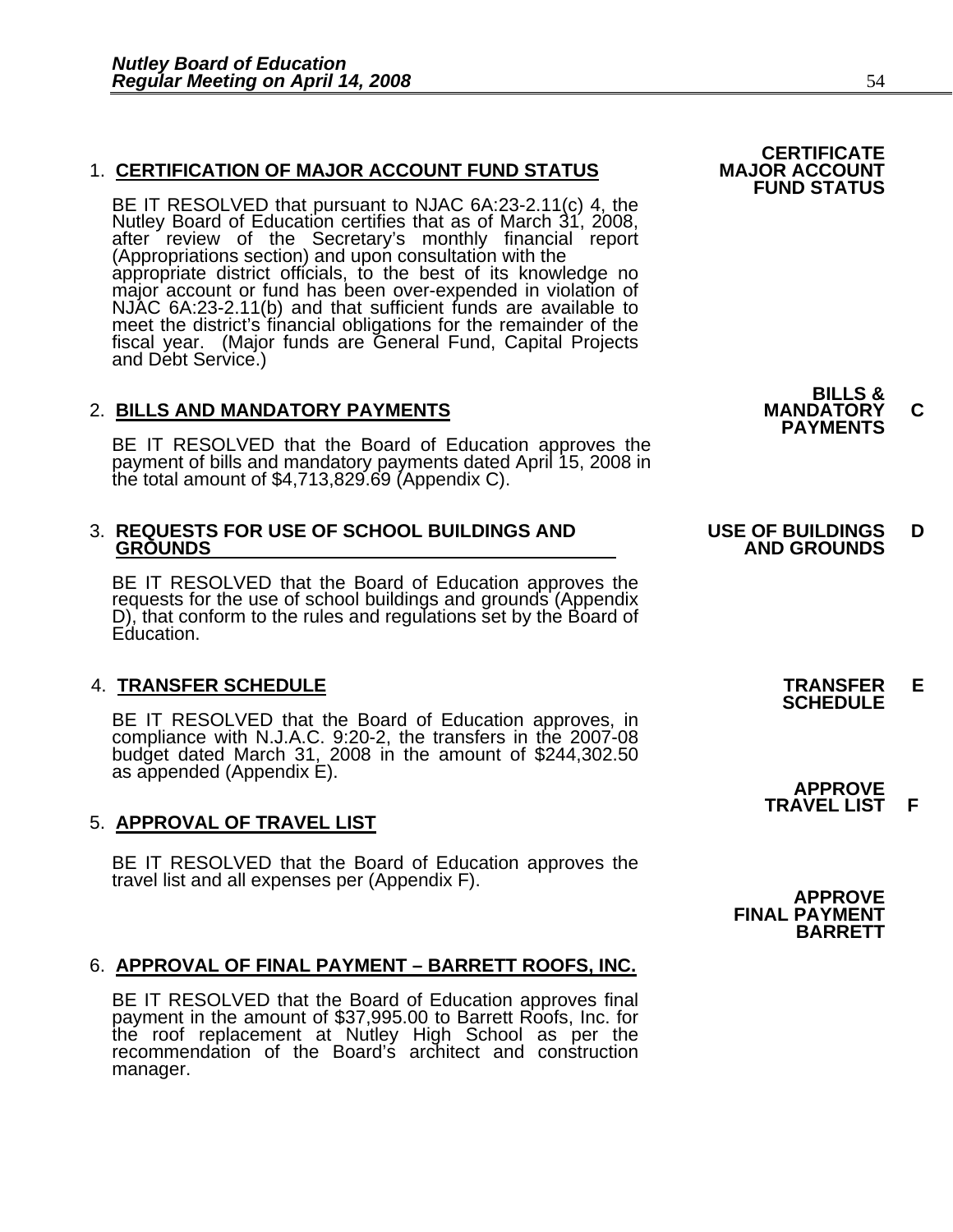1. **CERTIFICATION OF MAJOR ACCOUNT FUND STATUS**

**CERTIFICATE MAJOR ACCOUNT FUND STATUS**

BE IT RESOLVED that pursuant to NJAC 6A:23-2.11(c) 4, the Nutley Board of Education certifies that as of March 31, 2008, after review of the Secretary's monthly financial report (Appropriations section) and upon consultation with the appropriate district officials, to the best of its knowledge no major account or fund has been over-expended in violation of NJAC 6A:23-2.11(b) and that sufficient funds are available to meet the district's financial obligations for the remainder of the fiscal year. (Major funds are General Fund, Capital Projects and Debt Service.)

2. **BILLS AND MANDATORY PAYMENTS**

**BILLS & MANDATORY PAYMENTS C**

BE IT RESOLVED that the Board of Education approves the payment of bills and mandatory payments dated April 15, 2008 in the total amount of $4,713,829.69 (Appendix C).

3. **REQUESTS FOR USE OF SCHOOL BUILDINGS AND GROUNDS**

**USE OF BUILDINGS AND GROUNDS D**

BE IT RESOLVED that the Board of Education approves the requests for the use of school buildings and grounds (Appendix D), that conform to the rules and regulations set by the Board of Education.

4. **TRANSFER SCHEDULE**

**TRANSFER SCHEDULE E**

BE IT RESOLVED that the Board of Education approves, in compliance with N.J.A.C. 9:20-2, the transfers in the 2007-08 budget dated March 31, 2008 in the amount of $244,302.50 as appended (Appendix E).

5. **APPROVAL OF TRAVEL LIST**

**APPROVE TRAVEL LIST F**

BE IT RESOLVED that the Board of Education approves the travel list and all expenses per (Appendix F).

6. **APPROVAL OF FINAL PAYMENT – BARRETT ROOFS, INC.**

**APPROVE FINAL PAYMENT BARRETT**

BE IT RESOLVED that the Board of Education approves final payment in the amount of $37,995.00 to Barrett Roofs, Inc. for the roof replacement at Nutley High School as per the recommendation of the Board's architect and construction manager.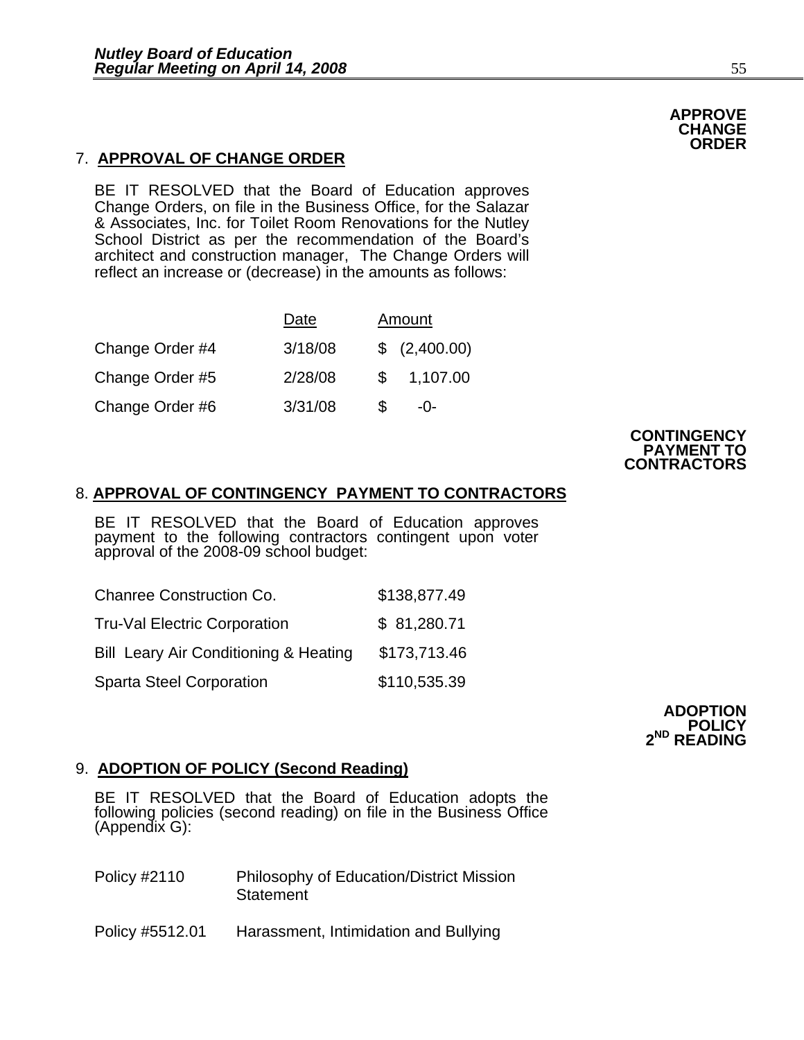**APPROVE CHANGE ORDER**

7. **APPROVAL OF CHANGE ORDER**

BE IT RESOLVED that the Board of Education approves Change Orders, on file in the Business Office, for the Salazar & Associates, Inc. for Toilet Room Renovations for the Nutley School District as per the recommendation of the Board's architect and construction manager, The Change Orders will reflect an increase or (decrease) in the amounts as follows:

| | Date | Amount |
|---|---|---|
| Change Order #4 | 3/18/08 | $ (2,400.00) |
| Change Order #5 | 2/28/08 | $ 1,107.00 |
| Change Order #6 | 3/31/08 | $ -0- |

**CONTINGENCY PAYMENT TO CONTRACTORS**

8. **APPROVAL OF CONTINGENCY PAYMENT TO CONTRACTORS**

BE IT RESOLVED that the Board of Education approves payment to the following contractors contingent upon voter approval of the 2008-09 school budget:

| | |
|---|---|
| Chanree Construction Co. | $138,877.49 |
| Tru-Val Electric Corporation | $ 81,280.71 |
| Bill Leary Air Conditioning & Heating | $173,713.46 |
| Sparta Steel Corporation | $110,535.39 |

**ADOPTION POLICY 2ND READING**

9. **ADOPTION OF POLICY (Second Reading)**

BE IT RESOLVED that the Board of Education adopts the following policies (second reading) on file in the Business Office (Appendix G):

| | |
|---|---|
| Policy #2110 | Philosophy of Education/District Mission Statement |
| Policy #5512.01 | Harassment, Intimidation and Bullying |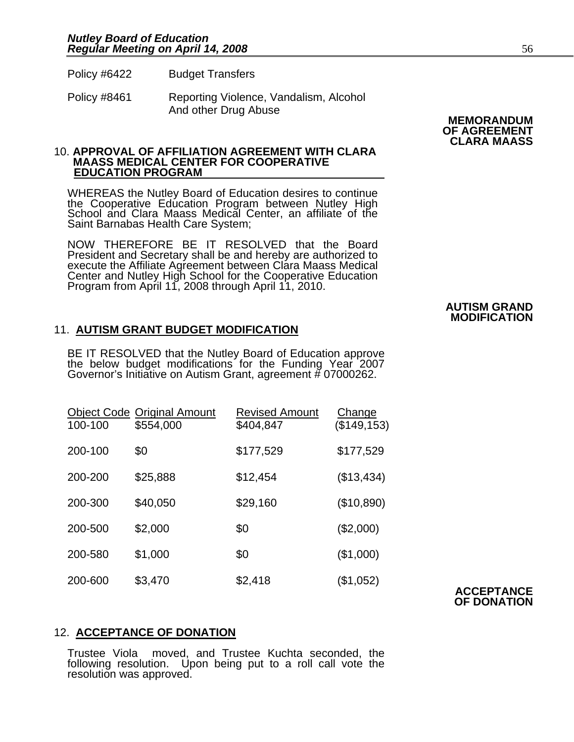Policy #6422 Budget Transfers

Policy #8461 Reporting Violence, Vandalism, Alcohol And other Drug Abuse

**MEMORANDUM OF AGREEMENT CLARA MAASS**

10. **APPROVAL OF AFFILIATION AGREEMENT WITH CLARA MAASS MEDICAL CENTER FOR COOPERATIVE EDUCATION PROGRAM**

WHEREAS the Nutley Board of Education desires to continue the Cooperative Education Program between Nutley High School and Clara Maass Medical Center, an affiliate of the Saint Barnabas Health Care System;

NOW THEREFORE BE IT RESOLVED that the Board President and Secretary shall be and hereby are authorized to execute the Affiliate Agreement between Clara Maass Medical Center and Nutley High School for the Cooperative Education Program from April 11, 2008 through April 11, 2010.

**AUTISM GRAND MODIFICATION**

11. **AUTISM GRANT BUDGET MODIFICATION**

BE IT RESOLVED that the Nutley Board of Education approve the below budget modifications for the Funding Year 2007 Governor's Initiative on Autism Grant, agreement # 07000262.

| Object Code | Original Amount | Revised Amount | Change |
|---|---|---|---|
| 100-100 | $554,000 | $404,847 | ($149,153) |
| 200-100 | $0 | $177,529 | $177,529 |
| 200-200 | $25,888 | $12,454 | ($13,434) |
| 200-300 | $40,050 | $29,160 | ($10,890) |
| 200-500 | $2,000 | $0 | ($2,000) |
| 200-580 | $1,000 | $0 | ($1,000) |
| 200-600 | $3,470 | $2,418 | ($1,052) |

**ACCEPTANCE OF DONATION**

12. **ACCEPTANCE OF DONATION**

Trustee Viola moved, and Trustee Kuchta seconded, the following resolution. Upon being put to a roll call vote the resolution was approved.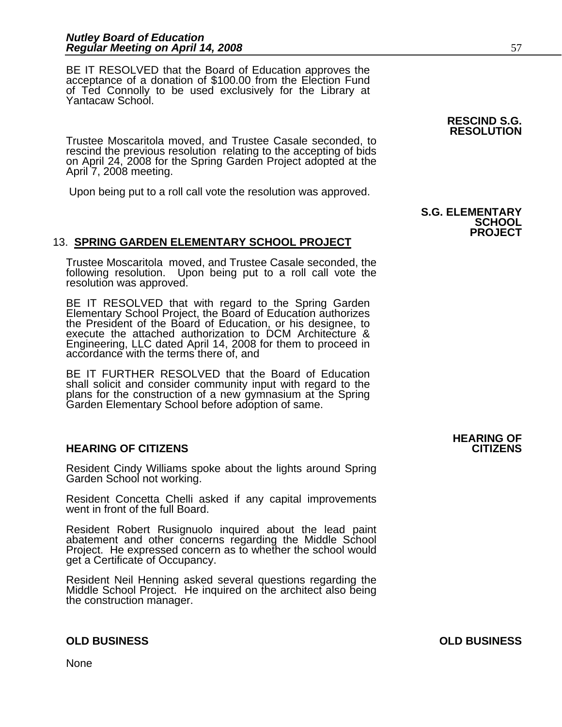BE IT RESOLVED that the Board of Education approves the acceptance of a donation of $100.00 from the Election Fund of Ted Connolly to be used exclusively for the Library at Yantacaw School.

**RESCIND S.G. RESOLUTION**

Trustee Moscaritola moved, and Trustee Casale seconded, to rescind the previous resolution relating to the accepting of bids on April 24, 2008 for the Spring Garden Project adopted at the April 7, 2008 meeting.

Upon being put to a roll call vote the resolution was approved.

**S.G. ELEMENTARY SCHOOL PROJECT**

13. **SPRING GARDEN ELEMENTARY SCHOOL PROJECT**

Trustee Moscaritola moved, and Trustee Casale seconded, the following resolution. Upon being put to a roll call vote the resolution was approved.

BE IT RESOLVED that with regard to the Spring Garden Elementary School Project, the Board of Education authorizes the President of the Board of Education, or his designee, to execute the attached authorization to DCM Architecture & Engineering, LLC dated April 14, 2008 for them to proceed in accordance with the terms there of, and

BE IT FURTHER RESOLVED that the Board of Education shall solicit and consider community input with regard to the plans for the construction of a new gymnasium at the Spring Garden Elementary School before adoption of same.

**HEARING OF CITIZENS**

Resident Cindy Williams spoke about the lights around Spring Garden School not working.

Resident Concetta Chelli asked if any capital improvements went in front of the full Board.

Resident Robert Rusignuolo inquired about the lead paint abatement and other concerns regarding the Middle School Project. He expressed concern as to whether the school would get a Certificate of Occupancy.

Resident Neil Henning asked several questions regarding the Middle School Project. He inquired on the architect also being the construction manager.

**OLD BUSINESS**

None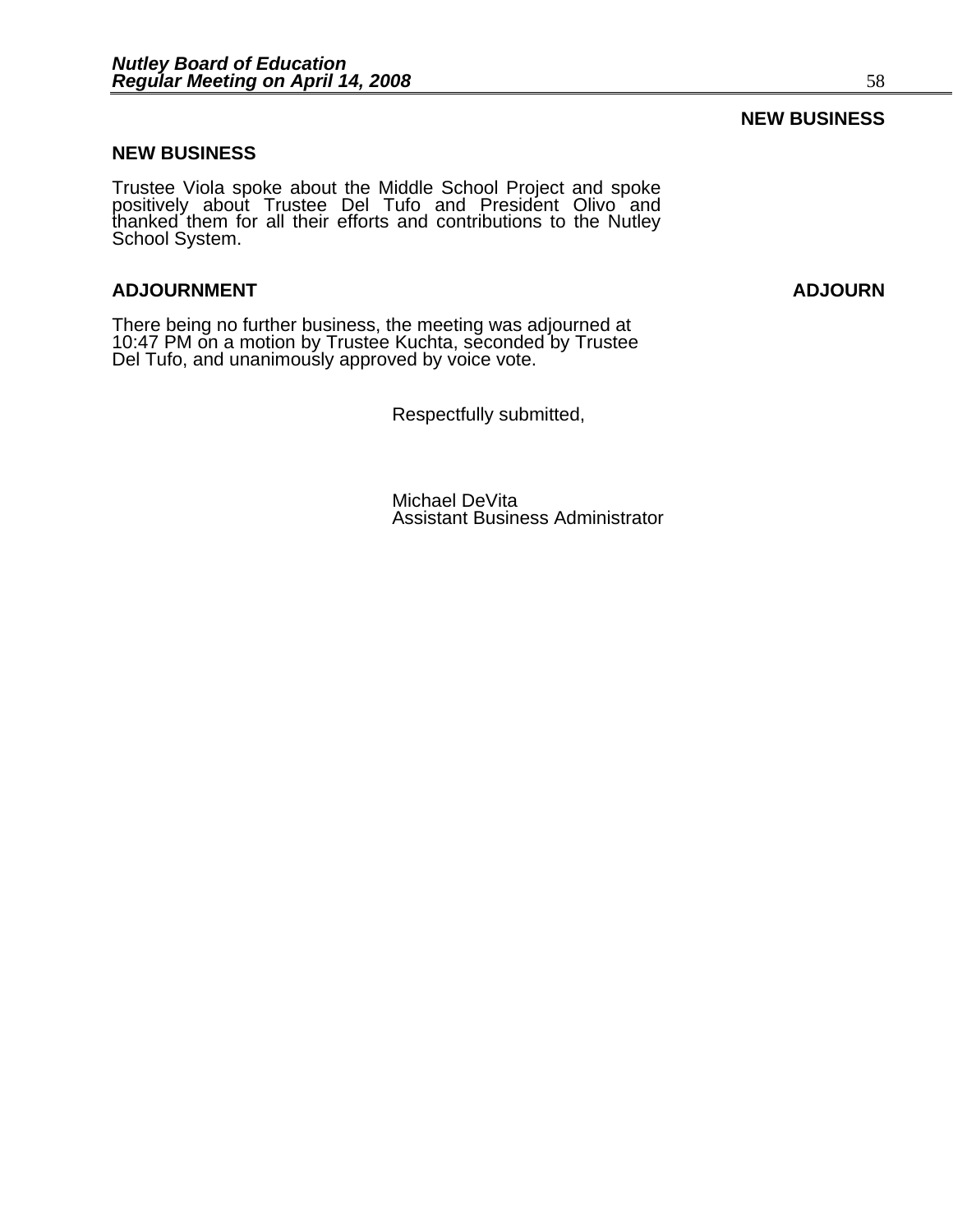NEW BUSINESS

## NEW BUSINESS

Trustee Viola spoke about the Middle School Project and spoke positively about Trustee Del Tufo and President Olivo and thanked them for all their efforts and contributions to the Nutley School System.

## ADJOURNMENT

ADJOURN

There being no further business, the meeting was adjourned at 10:47 PM on a motion by Trustee Kuchta, seconded by Trustee Del Tufo, and unanimously approved by voice vote.

Respectfully submitted,

Michael DeVita
Assistant Business Administrator